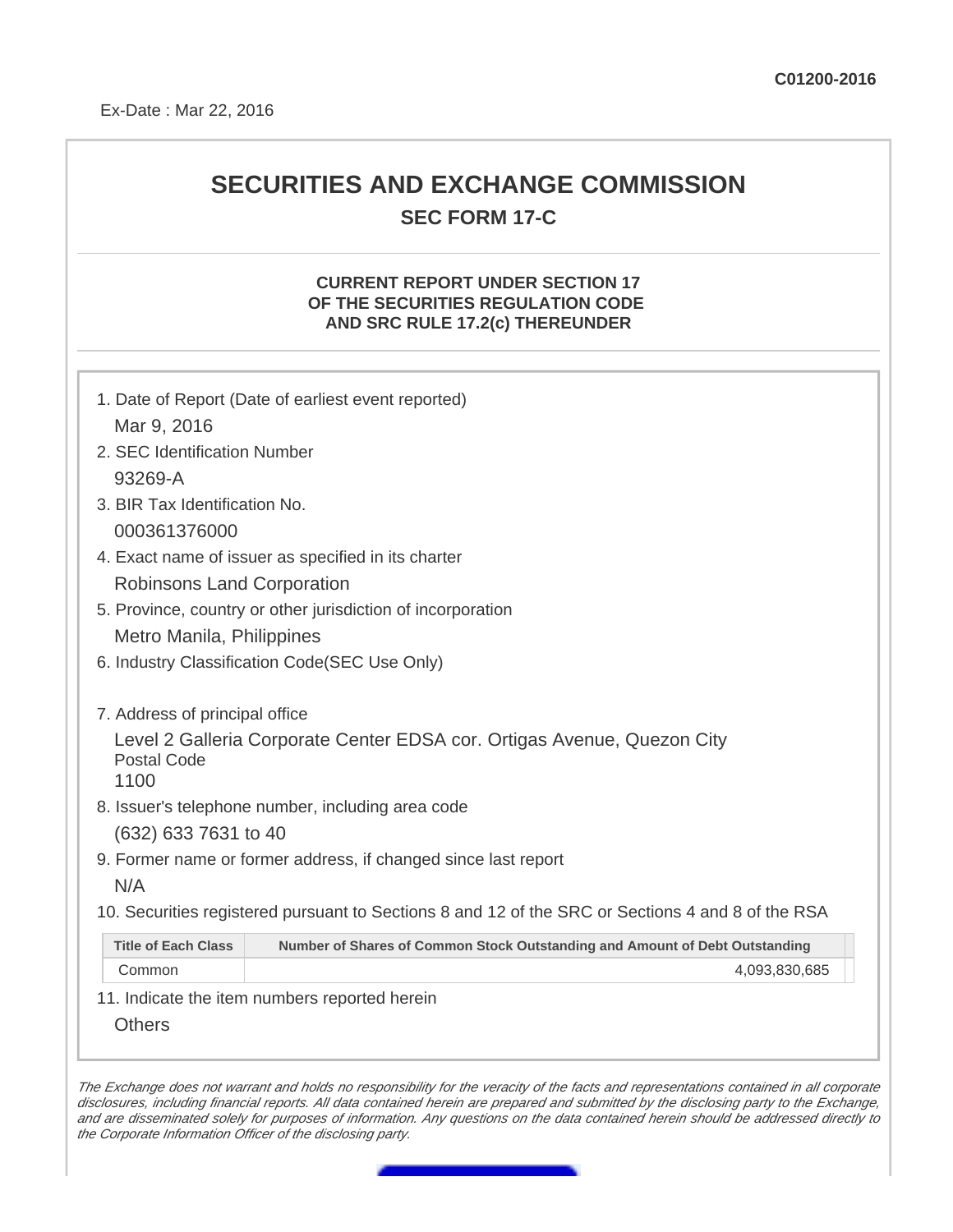C01200-2016

Ex-Date : Mar 22, 2016

# SECURITIES AND EXCHANGE COMMISSION

## SEC FORM 17-C

### CURRENT REPORT UNDER SECTION 17 OF THE SECURITIES REGULATION CODE AND SRC RULE 17.2(c) THEREUNDER

1. Date of Report (Date of earliest event reported)

   Mar 9, 2016

2. SEC Identification Number

   93269-A

3. BIR Tax Identification No.

   000361376000

4. Exact name of issuer as specified in its charter

   Robinsons Land Corporation

5. Province, country or other jurisdiction of incorporation

   Metro Manila, Philippines

6. Industry Classification Code(SEC Use Only)

7. Address of principal office

   Level 2 Galleria Corporate Center EDSA cor. Ortigas Avenue, Quezon City

   Postal Code

   1100

8. Issuer's telephone number, including area code

   (632) 633 7631 to 40

9. Former name or former address, if changed since last report

   N/A

10. Securities registered pursuant to Sections 8 and 12 of the SRC or Sections 4 and 8 of the RSA

| Title of Each Class | Number of Shares of Common Stock Outstanding and Amount of Debt Outstanding |
|---|---|
| Common | 4,093,830,685 |

11. Indicate the item numbers reported herein

    Others

*The Exchange does not warrant and holds no responsibility for the veracity of the facts and representations contained in all corporate disclosures, including financial reports. All data contained herein are prepared and submitted by the disclosing party to the Exchange, and are disseminated solely for purposes of information. Any questions on the data contained herein should be addressed directly to the Corporate Information Officer of the disclosing party.*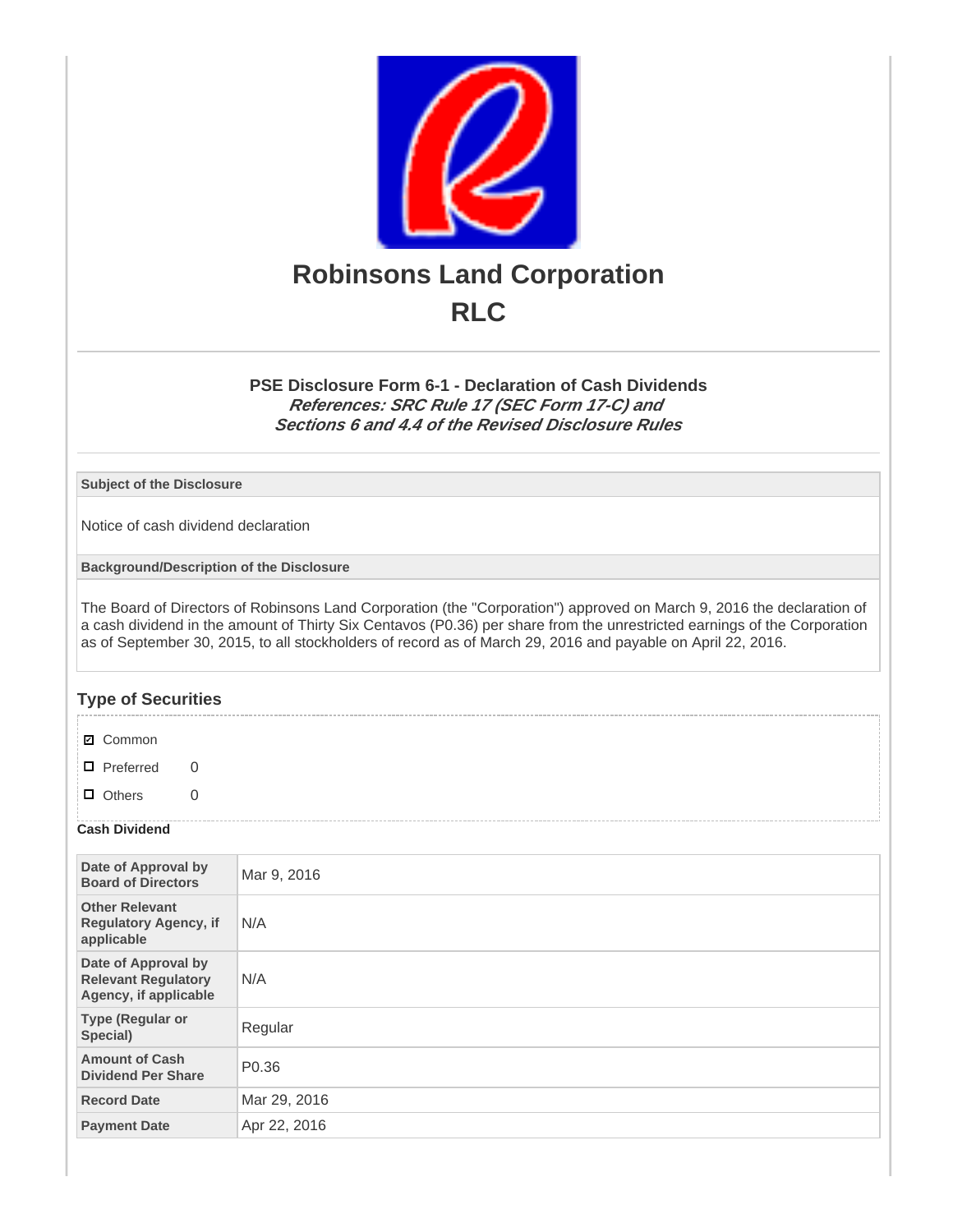# Robinsons Land Corporation

# RLC

### PSE Disclosure Form 6-1 - Declaration of Cash Dividends

***References: SRC Rule 17 (SEC Form 17-C) and Sections 6 and 4.4 of the Revised Disclosure Rules***

| **Subject of the Disclosure** |
|---|
| Notice of cash dividend declaration |
| **Background/Description of the Disclosure** |
| The Board of Directors of Robinsons Land Corporation (the "Corporation") approved on March 9, 2016 the declaration of a cash dividend in the amount of Thirty Six Centavos (P0.36) per share from the unrestricted earnings of the Corporation as of September 30, 2015, to all stockholders of record as of March 29, 2016 and payable on April 22, 2016. |

## Type of Securities

- ☑ Common
- ☐ Preferred 0
- ☐ Others 0

**Cash Dividend**

| | |
|---|---|
| **Date of Approval by Board of Directors** | Mar 9, 2016 |
| **Other Relevant Regulatory Agency, if applicable** | N/A |
| **Date of Approval by Relevant Regulatory Agency, if applicable** | N/A |
| **Type (Regular or Special)** | Regular |
| **Amount of Cash Dividend Per Share** | P0.36 |
| **Record Date** | Mar 29, 2016 |
| **Payment Date** | Apr 22, 2016 |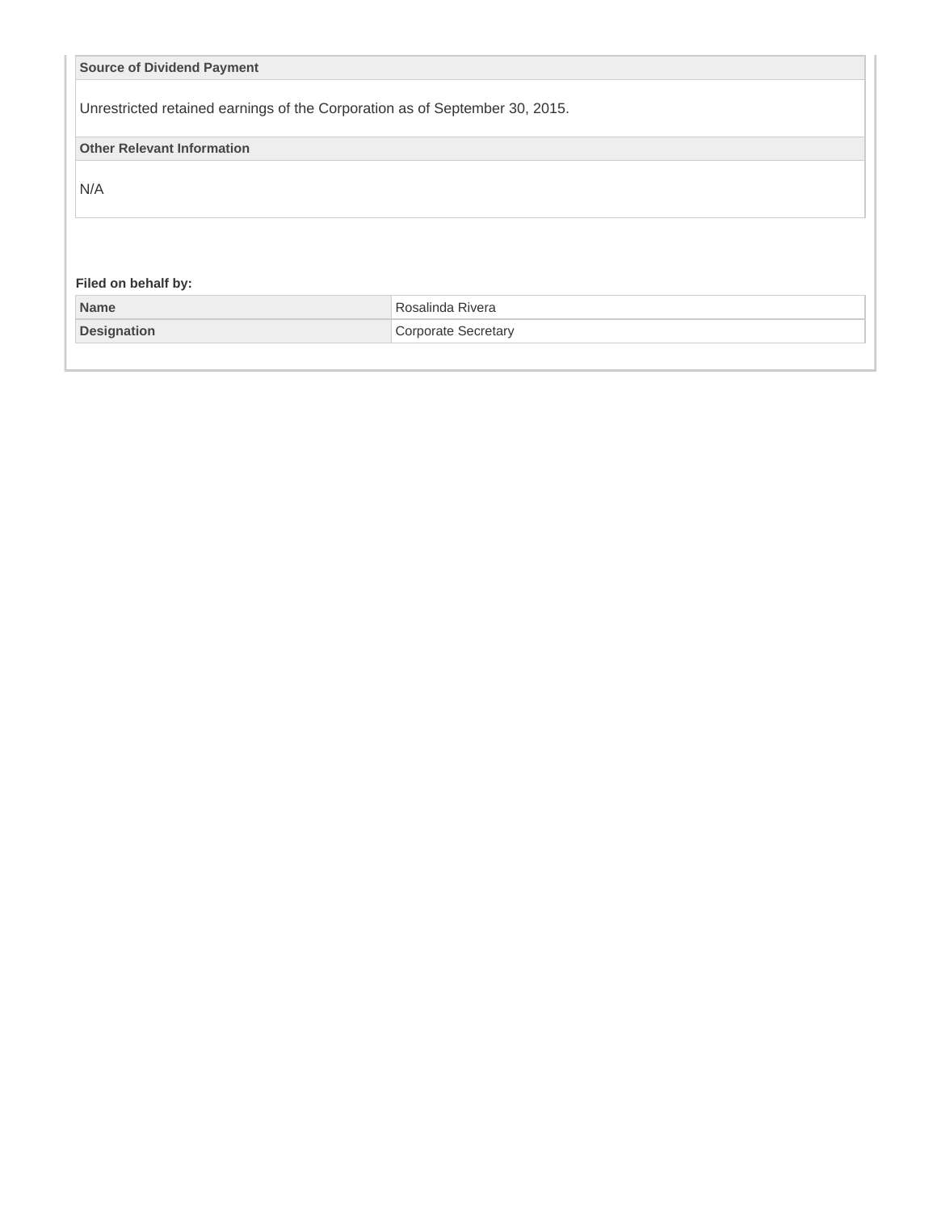| Source of Dividend Payment |
| --- |
| Unrestricted retained earnings of the Corporation as of September 30, 2015. |

| Other Relevant Information |
| --- |
| N/A |

**Filed on behalf by:**

| | |
| --- | --- |
| **Name** | Rosalinda Rivera |
| **Designation** | Corporate Secretary |